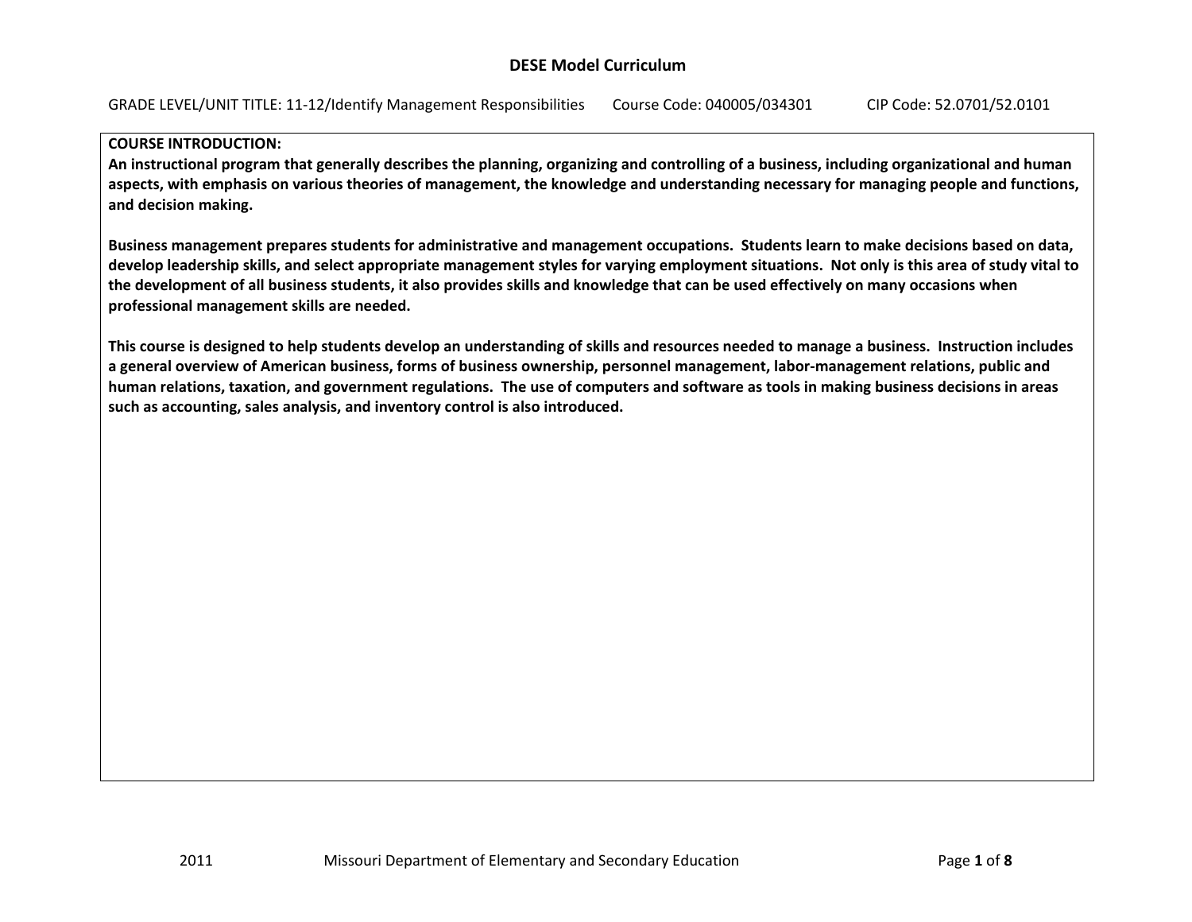# DESE Model Curriculum

GRADE LEVEL/UNIT TITLE: 11-12/Identify Management Responsibilities Course Code: 040005/034301 CIP Code: 52.0701/52.0101

**COURSE INTRODUCTION:**

**An instructional program that generally describes the planning, organizing and controlling of a business, including organizational and human aspects, with emphasis on various theories of management, the knowledge and understanding necessary for managing people and functions, and decision making.**

**Business management prepares students for administrative and management occupations. Students learn to make decisions based on data, develop leadership skills, and select appropriate management styles for varying employment situations. Not only is this area of study vital to the development of all business students, it also provides skills and knowledge that can be used effectively on many occasions when professional management skills are needed.**

**This course is designed to help students develop an understanding of skills and resources needed to manage a business. Instruction includes a general overview of American business, forms of business ownership, personnel management, labor-management relations, public and human relations, taxation, and government regulations. The use of computers and software as tools in making business decisions in areas such as accounting, sales analysis, and inventory control is also introduced.**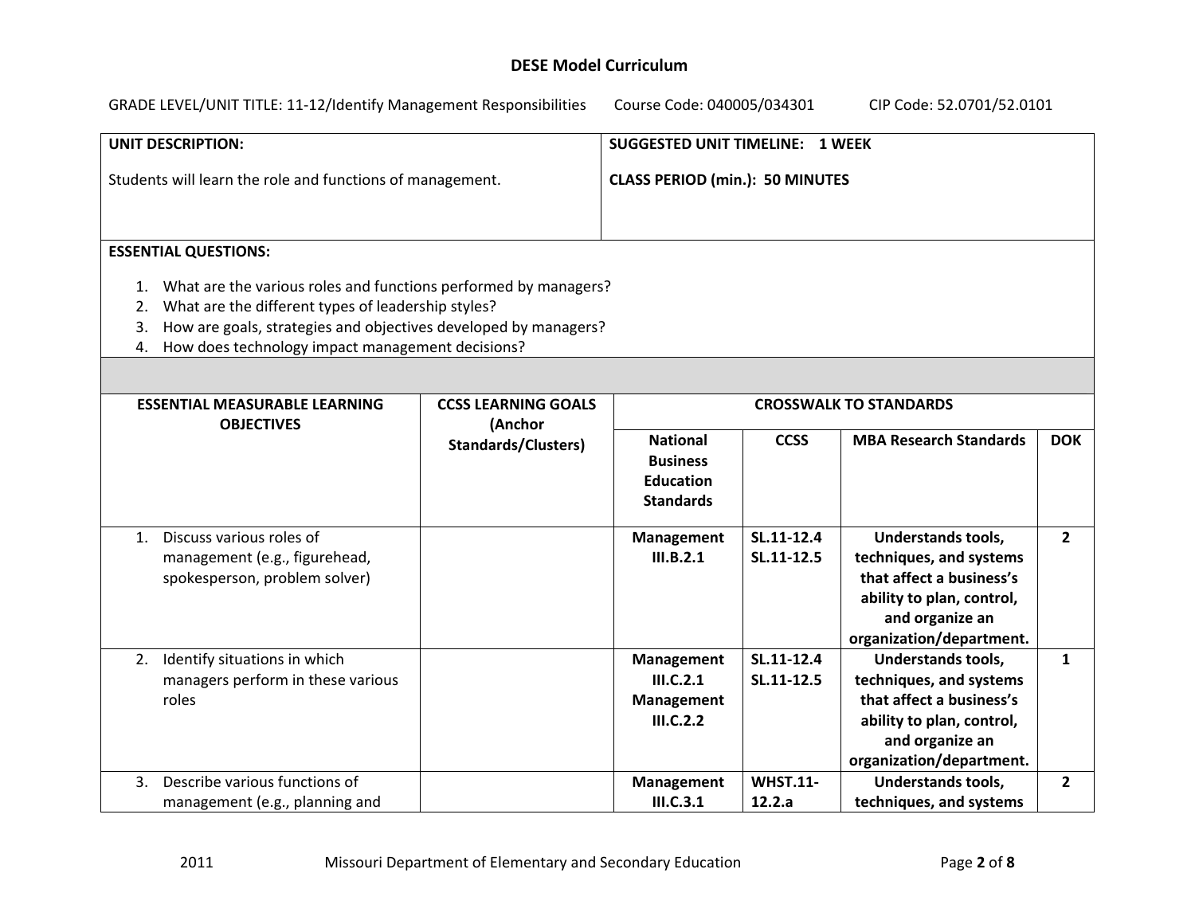# DESE Model Curriculum

GRADE LEVEL/UNIT TITLE: 11-12/Identify Management Responsibilities Course Code: 040005/034301 CIP Code: 52.0701/52.0101

| **UNIT DESCRIPTION:** | **SUGGESTED UNIT TIMELINE: 1 WEEK** |
|---|---|
| Students will learn the role and functions of management. | **CLASS PERIOD (min.): 50 MINUTES** |

**ESSENTIAL QUESTIONS:**

1. What are the various roles and functions performed by managers?
2. What are the different types of leadership styles?
3. How are goals, strategies and objectives developed by managers?
4. How does technology impact management decisions?

| **ESSENTIAL MEASURABLE LEARNING OBJECTIVES** | **CCSS LEARNING GOALS (Anchor Standards/Clusters)** | **CROSSWALK TO STANDARDS** | | | |
|---|---|---|---|---|---|
| | | **National Business Education Standards** | **CCSS** | **MBA Research Standards** | **DOK** |
| 1. Discuss various roles of management (e.g., figurehead, spokesperson, problem solver) | | **Management III.B.2.1** | **SL.11-12.4 SL.11-12.5** | **Understands tools, techniques, and systems that affect a business's ability to plan, control, and organize an organization/department.** | **2** |
| 2. Identify situations in which managers perform in these various roles | | **Management III.C.2.1 Management III.C.2.2** | **SL.11-12.4 SL.11-12.5** | **Understands tools, techniques, and systems that affect a business's ability to plan, control, and organize an organization/department.** | **1** |
| 3. Describe various functions of management (e.g., planning and | | **Management III.C.3.1** | **WHST.11-12.2.a** | **Understands tools, techniques, and systems** | **2** |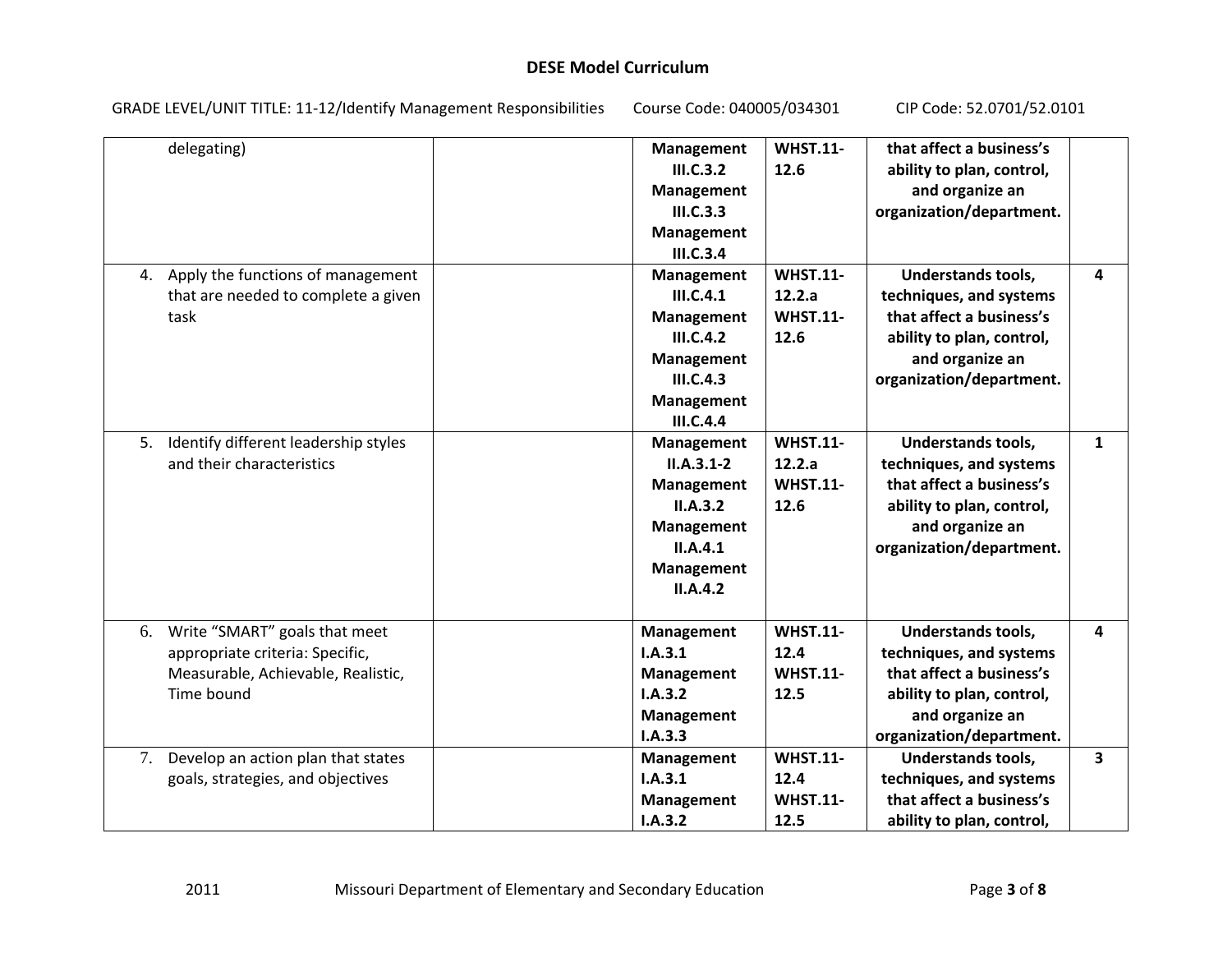**DESE Model Curriculum**

GRADE LEVEL/UNIT TITLE: 11-12/Identify Management Responsibilities Course Code: 040005/034301 CIP Code: 52.0701/52.0101

| | | | | | |
|---|---|---|---|---|---|
| delegating) | | **Management III.C.3.2 Management III.C.3.3 Management III.C.3.4** | **WHST.11-12.6** | **that affect a business's ability to plan, control, and organize an organization/department.** | |
| 4. Apply the functions of management that are needed to complete a given task | | **Management III.C.4.1 Management III.C.4.2 Management III.C.4.3 Management III.C.4.4** | **WHST.11-12.2.a WHST.11-12.6** | **Understands tools, techniques, and systems that affect a business's ability to plan, control, and organize an organization/department.** | **4** |
| 5. Identify different leadership styles and their characteristics | | **Management II.A.3.1-2 Management II.A.3.2 Management II.A.4.1 Management II.A.4.2** | **WHST.11-12.2.a WHST.11-12.6** | **Understands tools, techniques, and systems that affect a business's ability to plan, control, and organize an organization/department.** | **1** |
| 6. Write "SMART" goals that meet appropriate criteria: Specific, Measurable, Achievable, Realistic, Time bound | | **Management I.A.3.1 Management I.A.3.2 Management I.A.3.3** | **WHST.11-12.4 WHST.11-12.5** | **Understands tools, techniques, and systems that affect a business's ability to plan, control, and organize an organization/department.** | **4** |
| 7. Develop an action plan that states goals, strategies, and objectives | | **Management I.A.3.1 Management I.A.3.2** | **WHST.11-12.4 WHST.11-12.5** | **Understands tools, techniques, and systems that affect a business's ability to plan, control,** | **3** |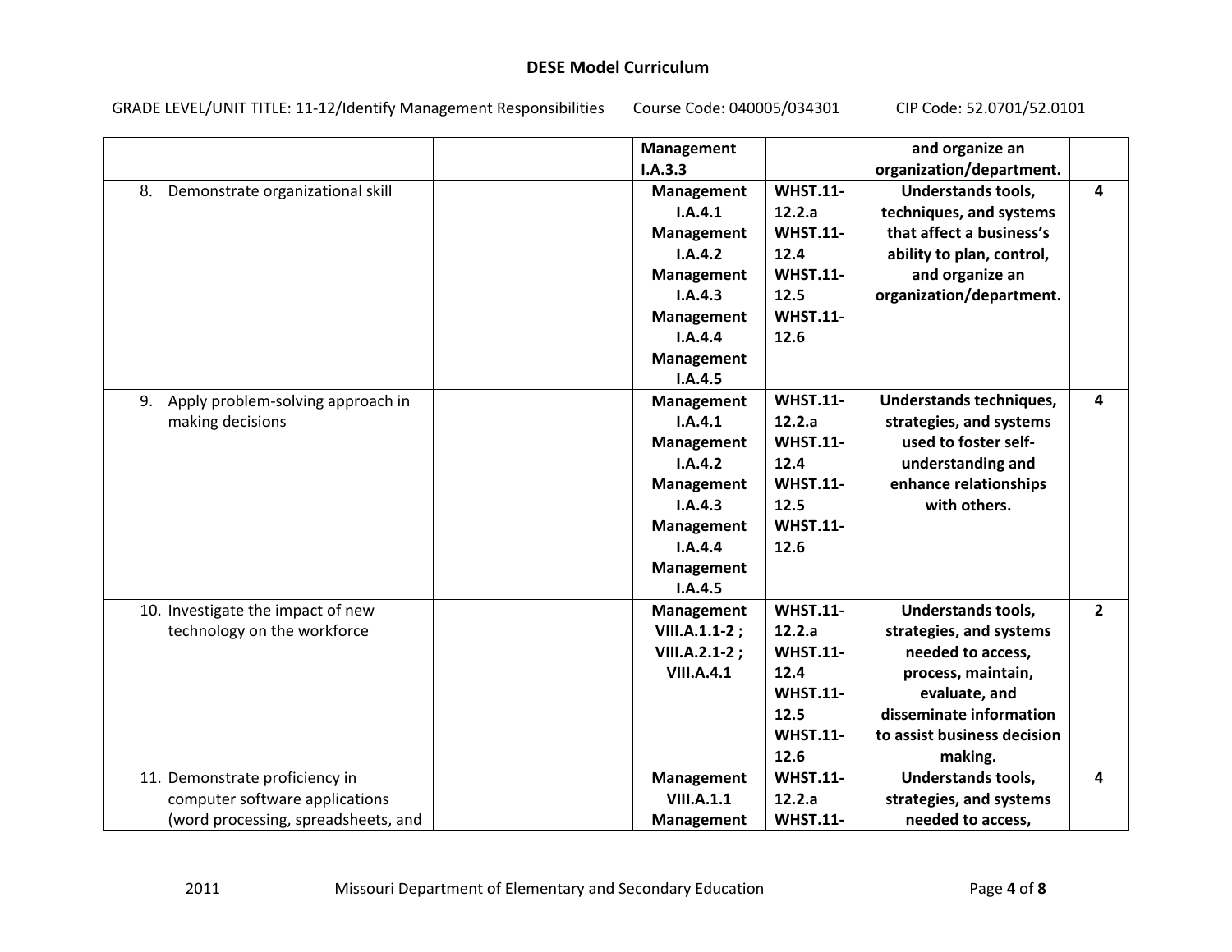**DESE Model Curriculum**

GRADE LEVEL/UNIT TITLE: 11-12/Identify Management Responsibilities Course Code: 040005/034301 CIP Code: 52.0701/52.0101

| | | | | | |
|---|---|---|---|---|---|
| | | **Management I.A.3.3** | | **and organize an organization/department.** | |
| 8. Demonstrate organizational skill | | **Management I.A.4.1 Management I.A.4.2 Management I.A.4.3 Management I.A.4.4 Management I.A.4.5** | **WHST.11-12.2.a WHST.11-12.4 WHST.11-12.5 WHST.11-12.6** | **Understands tools, techniques, and systems that affect a business's ability to plan, control, and organize an organization/department.** | **4** |
| 9. Apply problem-solving approach in making decisions | | **Management I.A.4.1 Management I.A.4.2 Management I.A.4.3 Management I.A.4.4 Management I.A.4.5** | **WHST.11-12.2.a WHST.11-12.4 WHST.11-12.5 WHST.11-12.6** | **Understands techniques, strategies, and systems used to foster self-understanding and enhance relationships with others.** | **4** |
| 10. Investigate the impact of new technology on the workforce | | **Management VIII.A.1.1-2 ; VIII.A.2.1-2 ; VIII.A.4.1** | **WHST.11-12.2.a WHST.11-12.4 WHST.11-12.5 WHST.11-12.6** | **Understands tools, strategies, and systems needed to access, process, maintain, evaluate, and disseminate information to assist business decision making.** | **2** |
| 11. Demonstrate proficiency in computer software applications (word processing, spreadsheets, and | | **Management VIII.A.1.1 Management** | **WHST.11-12.2.a WHST.11-** | **Understands tools, strategies, and systems needed to access,** | **4** |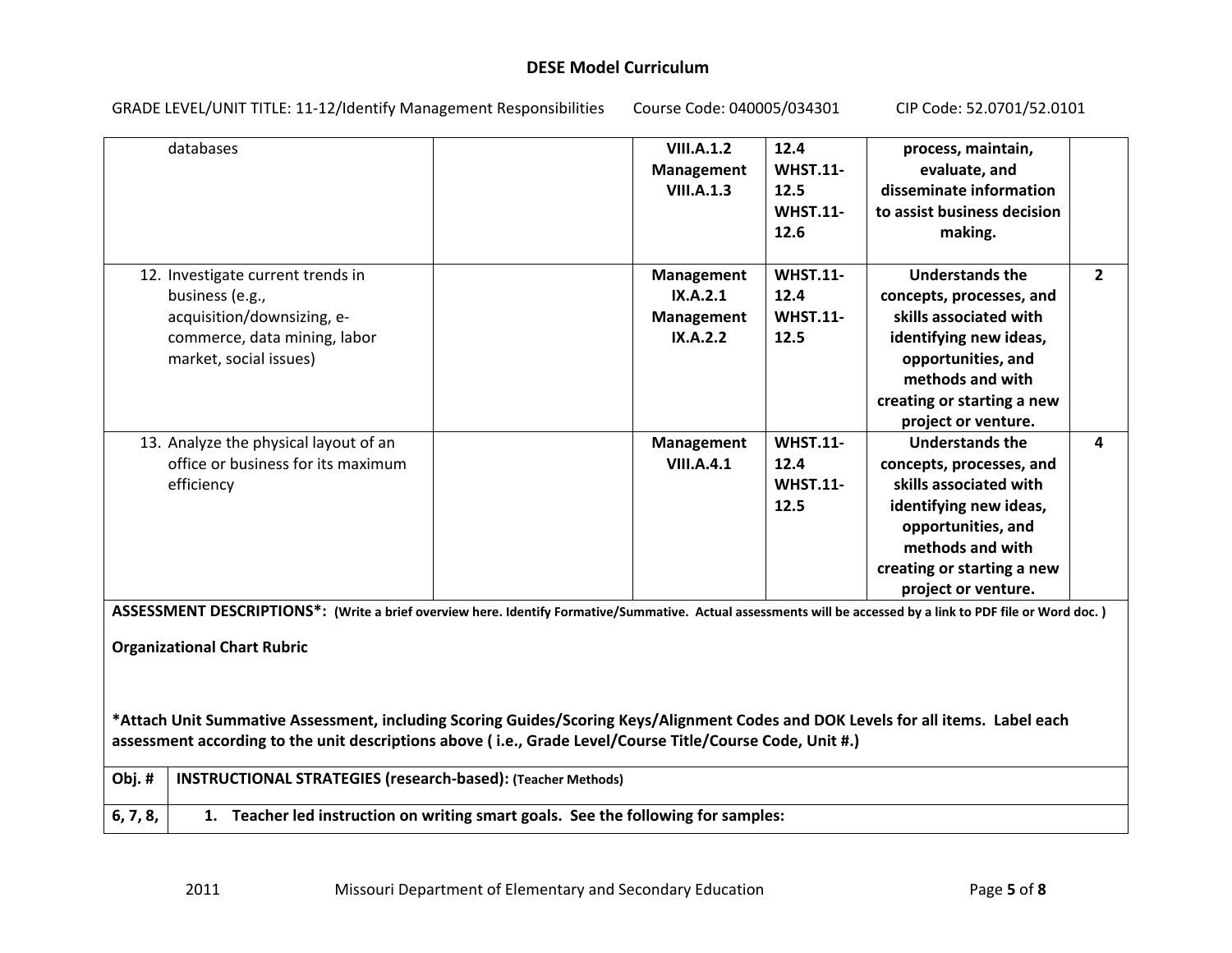**DESE Model Curriculum**

GRADE LEVEL/UNIT TITLE: 11-12/Identify Management Responsibilities Course Code: 040005/034301 CIP Code: 52.0701/52.0101

| | | | | | |
|---|---|---|---|---|---|
| databases | | **VIII.A.1.2 Management VIII.A.1.3** | **12.4 WHST.11-12.5 WHST.11-12.6** | **process, maintain, evaluate, and disseminate information to assist business decision making.** | |
| 12. Investigate current trends in business (e.g., acquisition/downsizing, e-commerce, data mining, labor market, social issues) | | **Management IX.A.2.1 Management IX.A.2.2** | **WHST.11-12.4 WHST.11-12.5** | **Understands the concepts, processes, and skills associated with identifying new ideas, opportunities, and methods and with creating or starting a new project or venture.** | **2** |
| 13. Analyze the physical layout of an office or business for its maximum efficiency | | **Management VIII.A.4.1** | **WHST.11-12.4 WHST.11-12.5** | **Understands the concepts, processes, and skills associated with identifying new ideas, opportunities, and methods and with creating or starting a new project or venture.** | **4** |

**ASSESSMENT DESCRIPTIONS*:** **(Write a brief overview here. Identify Formative/Summative. Actual assessments will be accessed by a link to PDF file or Word doc. )**

**Organizational Chart Rubric**

***Attach Unit Summative Assessment, including Scoring Guides/Scoring Keys/Alignment Codes and DOK Levels for all items. Label each assessment according to the unit descriptions above ( i.e., Grade Level/Course Title/Course Code, Unit #.)**

| **Obj. #** | **INSTRUCTIONAL STRATEGIES (research-based):** **(Teacher Methods)** |
|---|---|
| **6, 7, 8,** | **1. Teacher led instruction on writing smart goals. See the following for samples:** |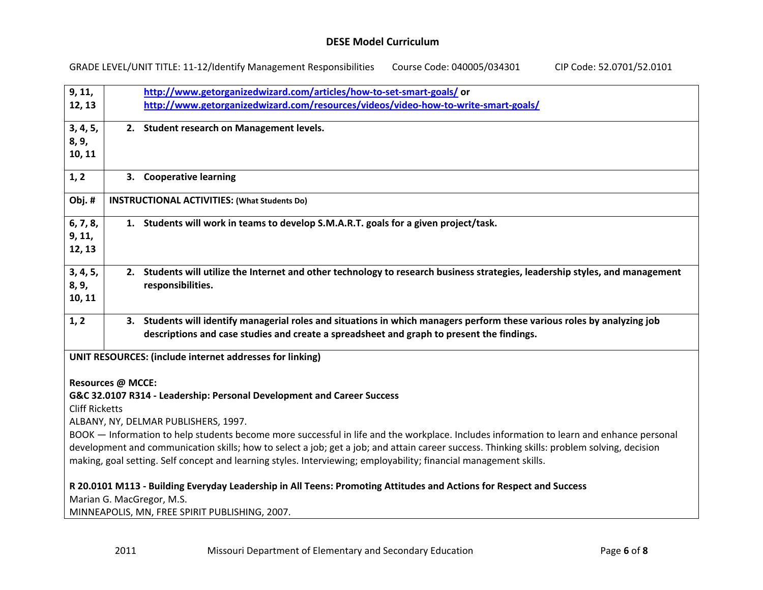| | |
|---|---|
| **9, 11, 12, 13** | **http://www.getorganizedwizard.com/articles/how-to-set-smart-goals/ or http://www.getorganizedwizard.com/resources/videos/video-how-to-write-smart-goals/** |
| **3, 4, 5, 8, 9, 10, 11** | **2. Student research on Management levels.** |
| **1, 2** | **3. Cooperative learning** |
| **Obj. #** | **INSTRUCTIONAL ACTIVITIES: (What Students Do)** |
| **6, 7, 8, 9, 11, 12, 13** | **1. Students will work in teams to develop S.M.A.R.T. goals for a given project/task.** |
| **3, 4, 5, 8, 9, 10, 11** | **2. Students will utilize the Internet and other technology to research business strategies, leadership styles, and management responsibilities.** |
| **1, 2** | **3. Students will identify managerial roles and situations in which managers perform these various roles by analyzing job descriptions and case studies and create a spreadsheet and graph to present the findings.** |

**UNIT RESOURCES: (include internet addresses for linking)**

**Resources @ MCCE:**

**G&C 32.0107 R314 - Leadership: Personal Development and Career Success**
Cliff Ricketts
ALBANY, NY, DELMAR PUBLISHERS, 1997.
BOOK — Information to help students become more successful in life and the workplace. Includes information to learn and enhance personal development and communication skills; how to select a job; get a job; and attain career success. Thinking skills: problem solving, decision making, goal setting. Self concept and learning styles. Interviewing; employability; financial management skills.

**R 20.0101 M113 - Building Everyday Leadership in All Teens: Promoting Attitudes and Actions for Respect and Success**
Marian G. MacGregor, M.S.
MINNEAPOLIS, MN, FREE SPIRIT PUBLISHING, 2007.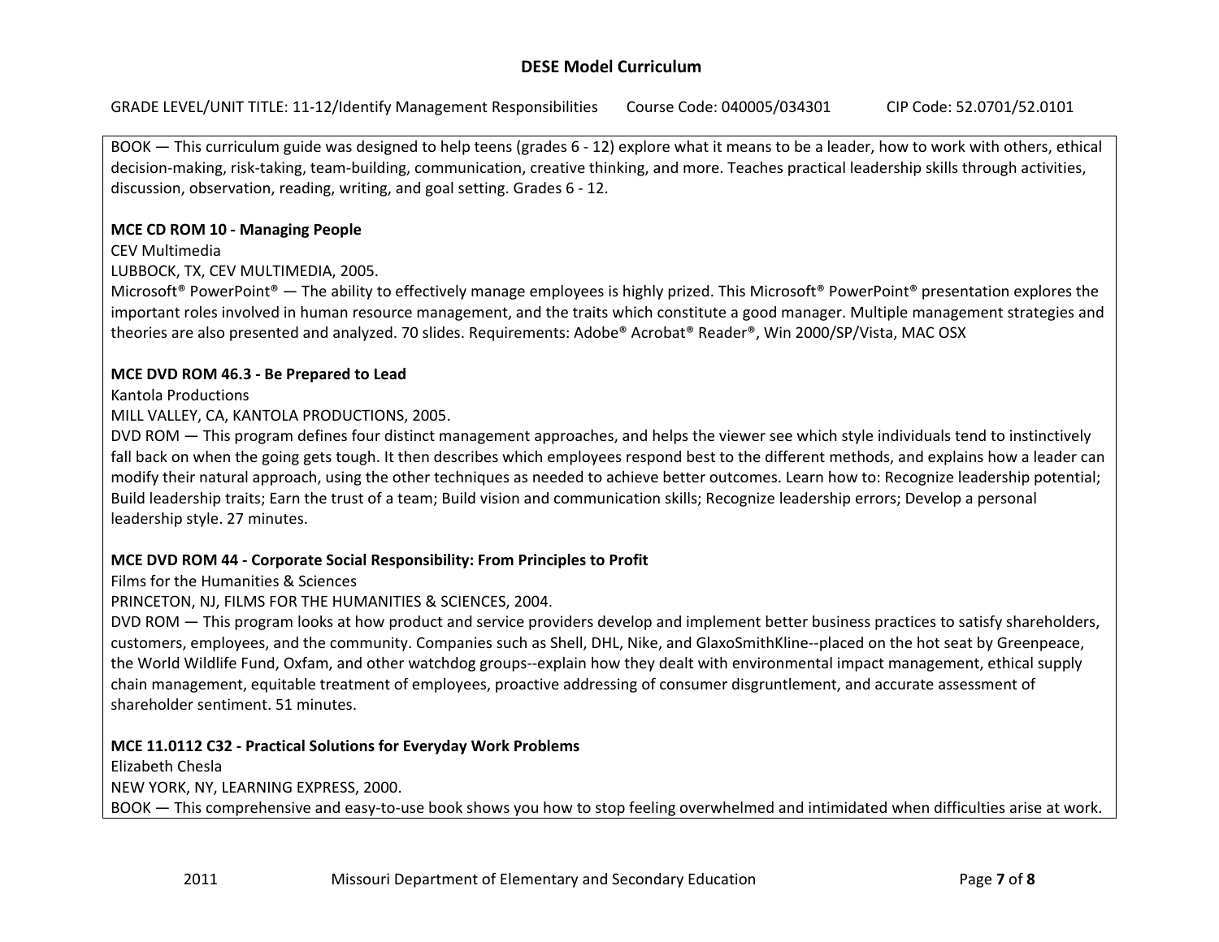BOOK — This curriculum guide was designed to help teens (grades 6 - 12) explore what it means to be a leader, how to work with others, ethical decision-making, risk-taking, team-building, communication, creative thinking, and more. Teaches practical leadership skills through activities, discussion, observation, reading, writing, and goal setting. Grades 6 - 12.

**MCE CD ROM 10 - Managing People**
CEV Multimedia
LUBBOCK, TX, CEV MULTIMEDIA, 2005.
Microsoft® PowerPoint® — The ability to effectively manage employees is highly prized. This Microsoft® PowerPoint® presentation explores the important roles involved in human resource management, and the traits which constitute a good manager. Multiple management strategies and theories are also presented and analyzed. 70 slides. Requirements: Adobe® Acrobat® Reader®, Win 2000/SP/Vista, MAC OSX

**MCE DVD ROM 46.3 - Be Prepared to Lead**
Kantola Productions
MILL VALLEY, CA, KANTOLA PRODUCTIONS, 2005.
DVD ROM — This program defines four distinct management approaches, and helps the viewer see which style individuals tend to instinctively fall back on when the going gets tough. It then describes which employees respond best to the different methods, and explains how a leader can modify their natural approach, using the other techniques as needed to achieve better outcomes. Learn how to: Recognize leadership potential; Build leadership traits; Earn the trust of a team; Build vision and communication skills; Recognize leadership errors; Develop a personal leadership style. 27 minutes.

**MCE DVD ROM 44 - Corporate Social Responsibility: From Principles to Profit**
Films for the Humanities & Sciences
PRINCETON, NJ, FILMS FOR THE HUMANITIES & SCIENCES, 2004.
DVD ROM — This program looks at how product and service providers develop and implement better business practices to satisfy shareholders, customers, employees, and the community. Companies such as Shell, DHL, Nike, and GlaxoSmithKline--placed on the hot seat by Greenpeace, the World Wildlife Fund, Oxfam, and other watchdog groups--explain how they dealt with environmental impact management, ethical supply chain management, equitable treatment of employees, proactive addressing of consumer disgruntlement, and accurate assessment of shareholder sentiment. 51 minutes.

**MCE 11.0112 C32 - Practical Solutions for Everyday Work Problems**
Elizabeth Chesla
NEW YORK, NY, LEARNING EXPRESS, 2000.
BOOK — This comprehensive and easy-to-use book shows you how to stop feeling overwhelmed and intimidated when difficulties arise at work.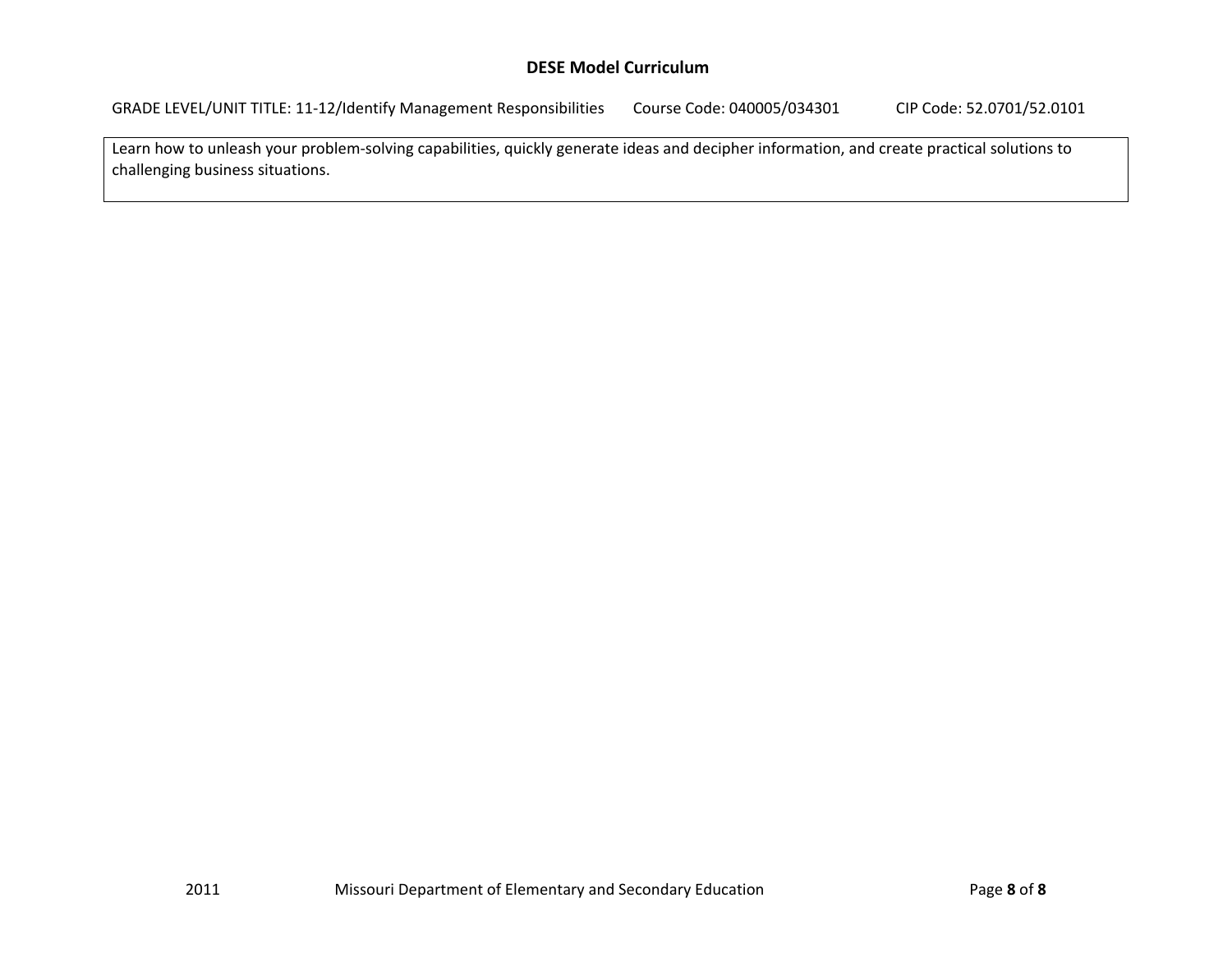Learn how to unleash your problem-solving capabilities, quickly generate ideas and decipher information, and create practical solutions to challenging business situations.